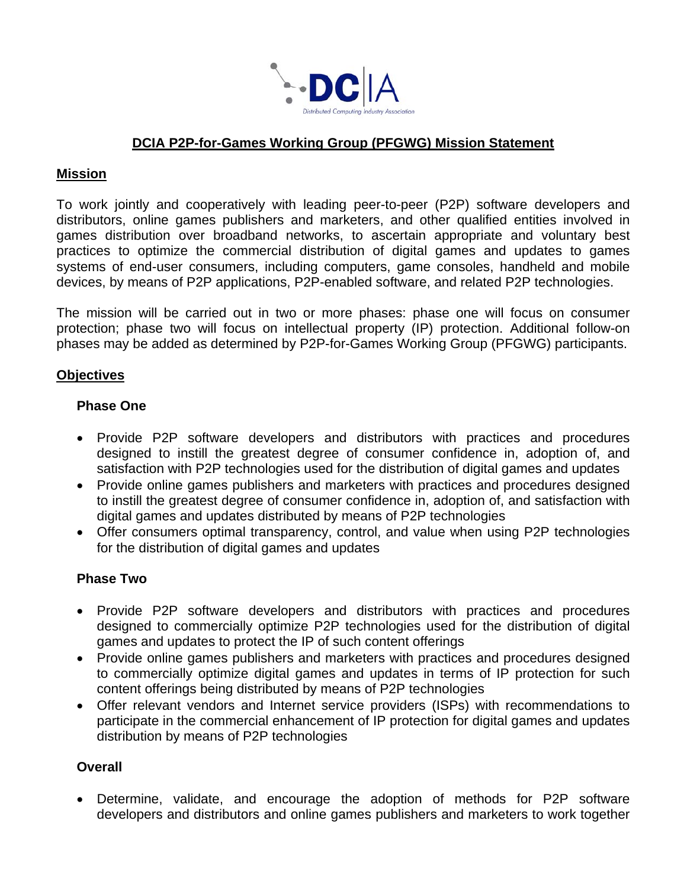DCIA
Distributed Computing Industry Association

# DCIA P2P-for-Games Working Group (PFGWG) Mission Statement

## Mission

To work jointly and cooperatively with leading peer-to-peer (P2P) software developers and distributors, online games publishers and marketers, and other qualified entities involved in games distribution over broadband networks, to ascertain appropriate and voluntary best practices to optimize the commercial distribution of digital games and updates to games systems of end-user consumers, including computers, game consoles, handheld and mobile devices, by means of P2P applications, P2P-enabled software, and related P2P technologies.

The mission will be carried out in two or more phases: phase one will focus on consumer protection; phase two will focus on intellectual property (IP) protection. Additional follow-on phases may be added as determined by P2P-for-Games Working Group (PFGWG) participants.

## Objectives

### Phase One

- Provide P2P software developers and distributors with practices and procedures designed to instill the greatest degree of consumer confidence in, adoption of, and satisfaction with P2P technologies used for the distribution of digital games and updates
- Provide online games publishers and marketers with practices and procedures designed to instill the greatest degree of consumer confidence in, adoption of, and satisfaction with digital games and updates distributed by means of P2P technologies
- Offer consumers optimal transparency, control, and value when using P2P technologies for the distribution of digital games and updates

### Phase Two

- Provide P2P software developers and distributors with practices and procedures designed to commercially optimize P2P technologies used for the distribution of digital games and updates to protect the IP of such content offerings
- Provide online games publishers and marketers with practices and procedures designed to commercially optimize digital games and updates in terms of IP protection for such content offerings being distributed by means of P2P technologies
- Offer relevant vendors and Internet service providers (ISPs) with recommendations to participate in the commercial enhancement of IP protection for digital games and updates distribution by means of P2P technologies

### Overall

- Determine, validate, and encourage the adoption of methods for P2P software developers and distributors and online games publishers and marketers to work together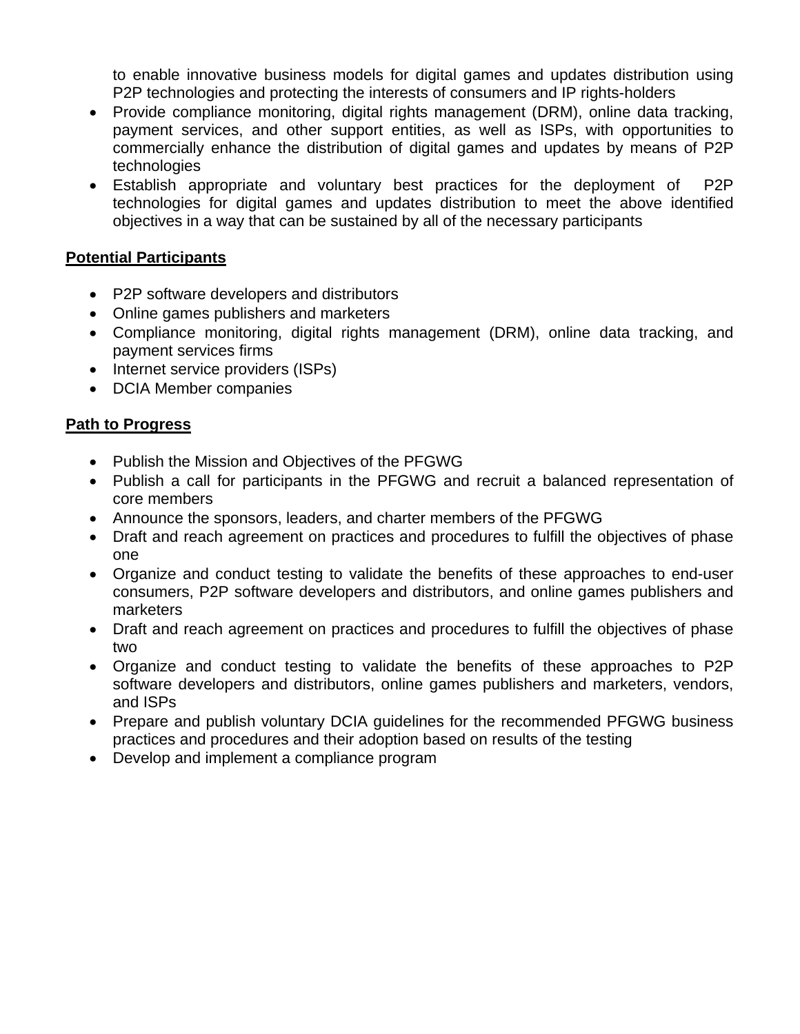to enable innovative business models for digital games and updates distribution using P2P technologies and protecting the interests of consumers and IP rights-holders

- Provide compliance monitoring, digital rights management (DRM), online data tracking, payment services, and other support entities, as well as ISPs, with opportunities to commercially enhance the distribution of digital games and updates by means of P2P technologies
- Establish appropriate and voluntary best practices for the deployment of P2P technologies for digital games and updates distribution to meet the above identified objectives in a way that can be sustained by all of the necessary participants

**Potential Participants**

- P2P software developers and distributors
- Online games publishers and marketers
- Compliance monitoring, digital rights management (DRM), online data tracking, and payment services firms
- Internet service providers (ISPs)
- DCIA Member companies

**Path to Progress**

- Publish the Mission and Objectives of the PFGWG
- Publish a call for participants in the PFGWG and recruit a balanced representation of core members
- Announce the sponsors, leaders, and charter members of the PFGWG
- Draft and reach agreement on practices and procedures to fulfill the objectives of phase one
- Organize and conduct testing to validate the benefits of these approaches to end-user consumers, P2P software developers and distributors, and online games publishers and marketers
- Draft and reach agreement on practices and procedures to fulfill the objectives of phase two
- Organize and conduct testing to validate the benefits of these approaches to P2P software developers and distributors, online games publishers and marketers, vendors, and ISPs
- Prepare and publish voluntary DCIA guidelines for the recommended PFGWG business practices and procedures and their adoption based on results of the testing
- Develop and implement a compliance program